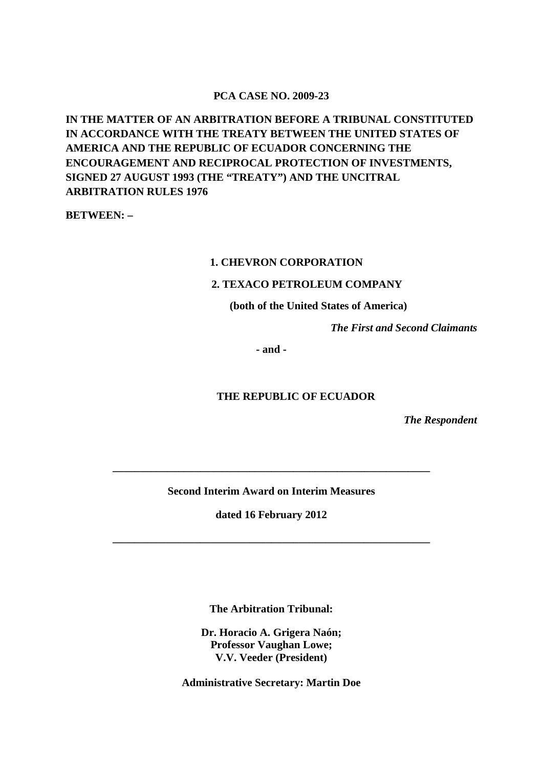**PCA CASE NO. 2009-23**

**IN THE MATTER OF AN ARBITRATION BEFORE A TRIBUNAL CONSTITUTED IN ACCORDANCE WITH THE TREATY BETWEEN THE UNITED STATES OF AMERICA AND THE REPUBLIC OF ECUADOR CONCERNING THE ENCOURAGEMENT AND RECIPROCAL PROTECTION OF INVESTMENTS, SIGNED 27 AUGUST 1993 (THE "TREATY") AND THE UNCITRAL ARBITRATION RULES 1976**

**BETWEEN: –**

**1. CHEVRON CORPORATION**

**2. TEXACO PETROLEUM COMPANY**

**(both of the United States of America)**

***The First and Second Claimants***

**- and -**

**THE REPUBLIC OF ECUADOR**

***The Respondent***

---

**Second Interim Award on Interim Measures**

**dated 16 February 2012**

---

**The Arbitration Tribunal:**

**Dr. Horacio A. Grigera Naón;**
**Professor Vaughan Lowe;**
**V.V. Veeder (President)**

**Administrative Secretary: Martin Doe**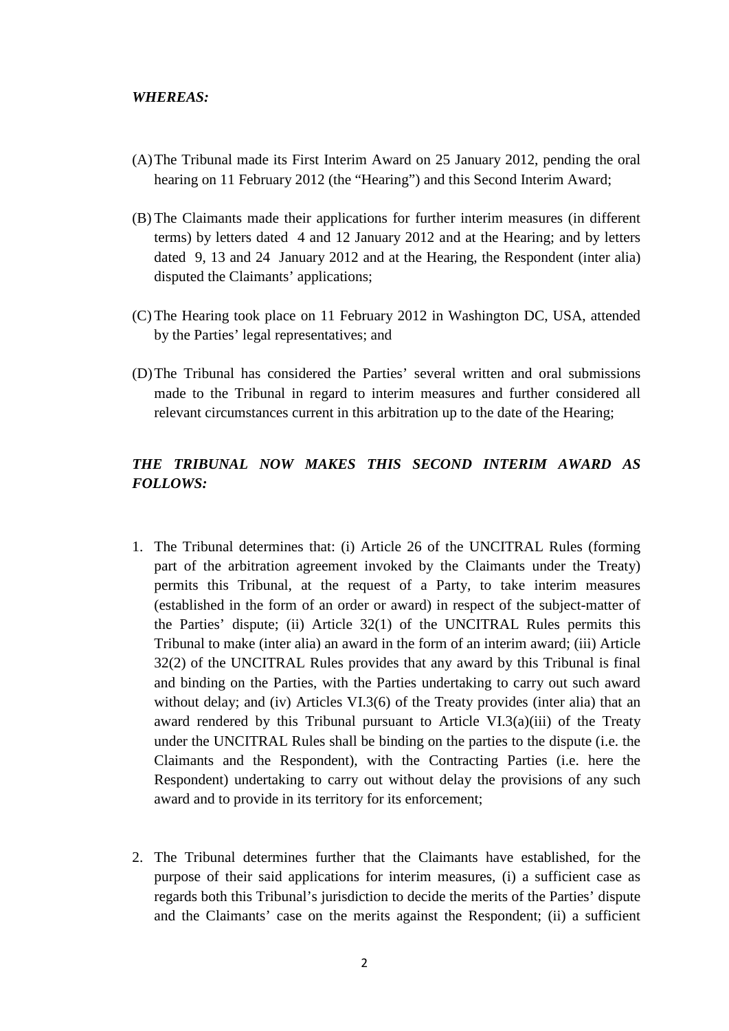***WHEREAS:***

(A) The Tribunal made its First Interim Award on 25 January 2012, pending the oral hearing on 11 February 2012 (the "Hearing") and this Second Interim Award;

(B) The Claimants made their applications for further interim measures (in different terms) by letters dated 4 and 12 January 2012 and at the Hearing; and by letters dated 9, 13 and 24 January 2012 and at the Hearing, the Respondent (inter alia) disputed the Claimants' applications;

(C) The Hearing took place on 11 February 2012 in Washington DC, USA, attended by the Parties' legal representatives; and

(D) The Tribunal has considered the Parties' several written and oral submissions made to the Tribunal in regard to interim measures and further considered all relevant circumstances current in this arbitration up to the date of the Hearing;

***THE TRIBUNAL NOW MAKES THIS SECOND INTERIM AWARD AS FOLLOWS:***

1. The Tribunal determines that: (i) Article 26 of the UNCITRAL Rules (forming part of the arbitration agreement invoked by the Claimants under the Treaty) permits this Tribunal, at the request of a Party, to take interim measures (established in the form of an order or award) in respect of the subject-matter of the Parties' dispute; (ii) Article 32(1) of the UNCITRAL Rules permits this Tribunal to make (inter alia) an award in the form of an interim award; (iii) Article 32(2) of the UNCITRAL Rules provides that any award by this Tribunal is final and binding on the Parties, with the Parties undertaking to carry out such award without delay; and (iv) Articles VI.3(6) of the Treaty provides (inter alia) that an award rendered by this Tribunal pursuant to Article VI.3(a)(iii) of the Treaty under the UNCITRAL Rules shall be binding on the parties to the dispute (i.e. the Claimants and the Respondent), with the Contracting Parties (i.e. here the Respondent) undertaking to carry out without delay the provisions of any such award and to provide in its territory for its enforcement;

2. The Tribunal determines further that the Claimants have established, for the purpose of their said applications for interim measures, (i) a sufficient case as regards both this Tribunal's jurisdiction to decide the merits of the Parties' dispute and the Claimants' case on the merits against the Respondent; (ii) a sufficient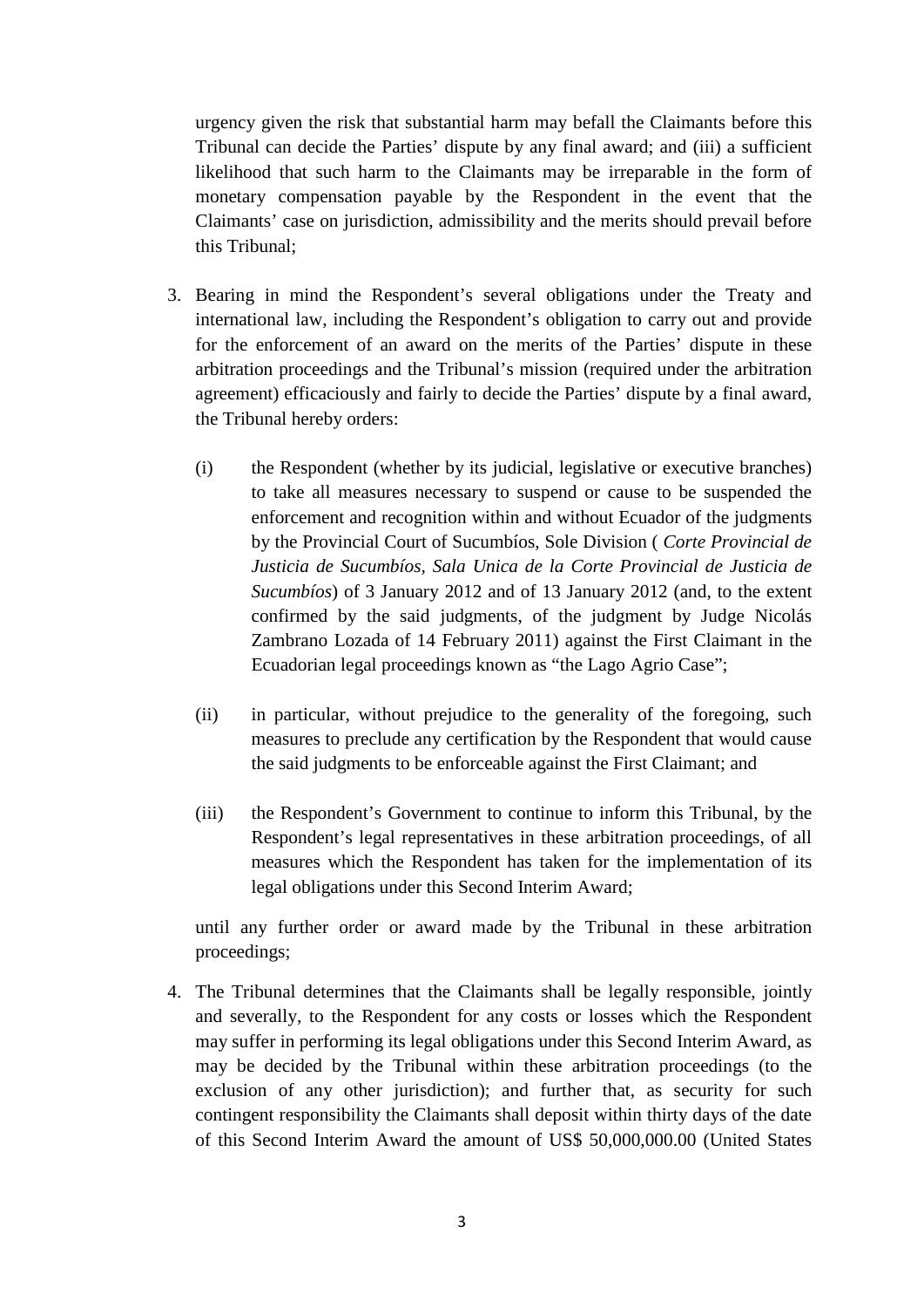urgency given the risk that substantial harm may befall the Claimants before this Tribunal can decide the Parties' dispute by any final award; and (iii) a sufficient likelihood that such harm to the Claimants may be irreparable in the form of monetary compensation payable by the Respondent in the event that the Claimants' case on jurisdiction, admissibility and the merits should prevail before this Tribunal;

3. Bearing in mind the Respondent's several obligations under the Treaty and international law, including the Respondent's obligation to carry out and provide for the enforcement of an award on the merits of the Parties' dispute in these arbitration proceedings and the Tribunal's mission (required under the arbitration agreement) efficaciously and fairly to decide the Parties' dispute by a final award, the Tribunal hereby orders:

   (i) the Respondent (whether by its judicial, legislative or executive branches) to take all measures necessary to suspend or cause to be suspended the enforcement and recognition within and without Ecuador of the judgments by the Provincial Court of Sucumbíos, Sole Division ( *Corte Provincial de Justicia de Sucumbíos, Sala Unica de la Corte Provincial de Justicia de Sucumbíos*) of 3 January 2012 and of 13 January 2012 (and, to the extent confirmed by the said judgments, of the judgment by Judge Nicolás Zambrano Lozada of 14 February 2011) against the First Claimant in the Ecuadorian legal proceedings known as "the Lago Agrio Case";

   (ii) in particular, without prejudice to the generality of the foregoing, such measures to preclude any certification by the Respondent that would cause the said judgments to be enforceable against the First Claimant; and

   (iii) the Respondent's Government to continue to inform this Tribunal, by the Respondent's legal representatives in these arbitration proceedings, of all measures which the Respondent has taken for the implementation of its legal obligations under this Second Interim Award;

   until any further order or award made by the Tribunal in these arbitration proceedings;

4. The Tribunal determines that the Claimants shall be legally responsible, jointly and severally, to the Respondent for any costs or losses which the Respondent may suffer in performing its legal obligations under this Second Interim Award, as may be decided by the Tribunal within these arbitration proceedings (to the exclusion of any other jurisdiction); and further that, as security for such contingent responsibility the Claimants shall deposit within thirty days of the date of this Second Interim Award the amount of US$ 50,000,000.00 (United States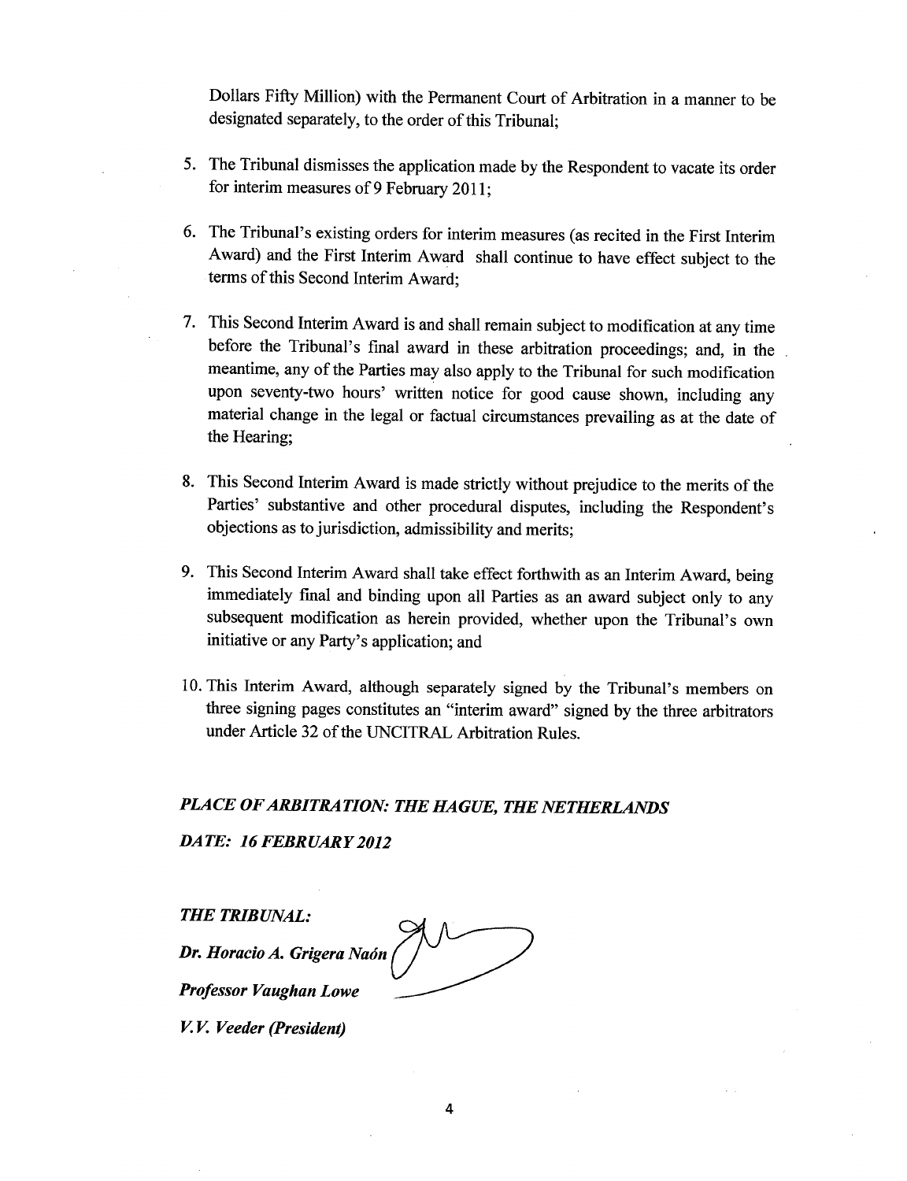Dollars Fifty Million) with the Permanent Court of Arbitration in a manner to be designated separately, to the order of this Tribunal;

5. The Tribunal dismisses the application made by the Respondent to vacate its order for interim measures of 9 February 2011;

6. The Tribunal's existing orders for interim measures (as recited in the First Interim Award) and the First Interim Award shall continue to have effect subject to the terms of this Second Interim Award;

7. This Second Interim Award is and shall remain subject to modification at any time before the Tribunal's final award in these arbitration proceedings; and, in the meantime, any of the Parties may also apply to the Tribunal for such modification upon seventy-two hours' written notice for good cause shown, including any material change in the legal or factual circumstances prevailing as at the date of the Hearing;

8. This Second Interim Award is made strictly without prejudice to the merits of the Parties' substantive and other procedural disputes, including the Respondent's objections as to jurisdiction, admissibility and merits;

9. This Second Interim Award shall take effect forthwith as an Interim Award, being immediately final and binding upon all Parties as an award subject only to any subsequent modification as herein provided, whether upon the Tribunal's own initiative or any Party's application; and

10. This Interim Award, although separately signed by the Tribunal's members on three signing pages constitutes an "interim award" signed by the three arbitrators under Article 32 of the UNCITRAL Arbitration Rules.

***PLACE OF ARBITRATION: THE HAGUE, THE NETHERLANDS***

***DATE: 16 FEBRUARY 2012***

***THE TRIBUNAL:***

***Dr. Horacio A. Grigera Naón***

***Professor Vaughan Lowe***

***V.V. Veeder (President)***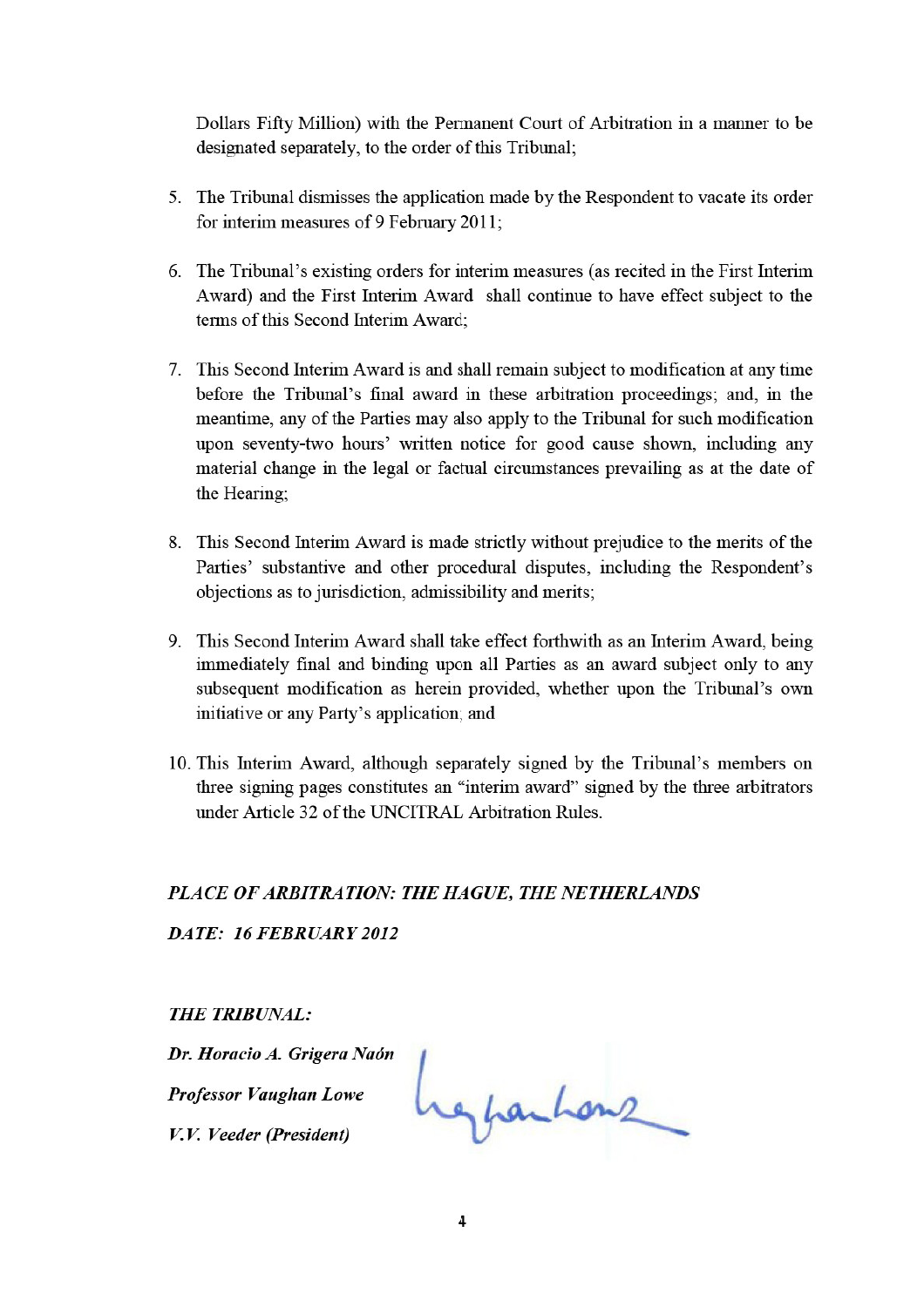Dollars Fifty Million) with the Permanent Court of Arbitration in a manner to be designated separately, to the order of this Tribunal;

5. The Tribunal dismisses the application made by the Respondent to vacate its order for interim measures of 9 February 2011;

6. The Tribunal's existing orders for interim measures (as recited in the First Interim Award) and the First Interim Award shall continue to have effect subject to the terms of this Second Interim Award;

7. This Second Interim Award is and shall remain subject to modification at any time before the Tribunal's final award in these arbitration proceedings; and, in the meantime, any of the Parties may also apply to the Tribunal for such modification upon seventy-two hours' written notice for good cause shown, including any material change in the legal or factual circumstances prevailing as at the date of the Hearing;

8. This Second Interim Award is made strictly without prejudice to the merits of the Parties' substantive and other procedural disputes, including the Respondent's objections as to jurisdiction, admissibility and merits;

9. This Second Interim Award shall take effect forthwith as an Interim Award, being immediately final and binding upon all Parties as an award subject only to any subsequent modification as herein provided, whether upon the Tribunal's own initiative or any Party's application; and

10. This Interim Award, although separately signed by the Tribunal's members on three signing pages constitutes an "interim award" signed by the three arbitrators under Article 32 of the UNCITRAL Arbitration Rules.

***PLACE OF ARBITRATION: THE HAGUE, THE NETHERLANDS***

***DATE: 16 FEBRUARY 2012***

***THE TRIBUNAL:***

***Dr. Horacio A. Grigera Naón***

***Professor Vaughan Lowe***

***V.V. Veeder (President)***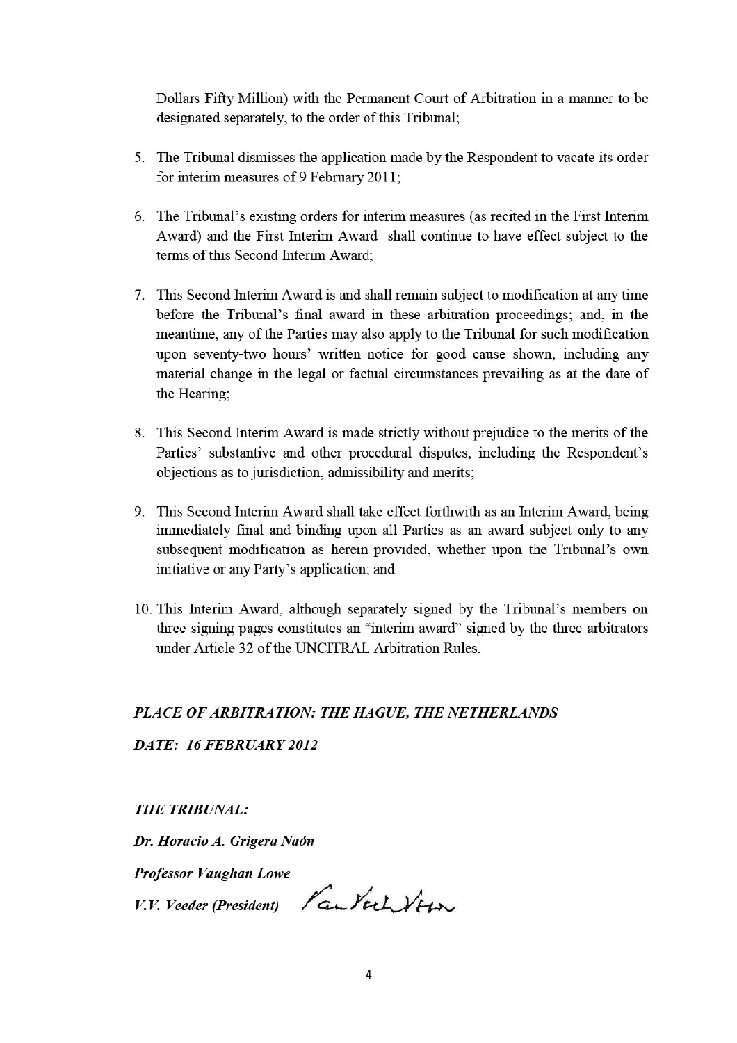Dollars Fifty Million) with the Permanent Court of Arbitration in a manner to be designated separately, to the order of this Tribunal;

5. The Tribunal dismisses the application made by the Respondent to vacate its order for interim measures of 9 February 2011;

6. The Tribunal's existing orders for interim measures (as recited in the First Interim Award) and the First Interim Award shall continue to have effect subject to the terms of this Second Interim Award;

7. This Second Interim Award is and shall remain subject to modification at any time before the Tribunal's final award in these arbitration proceedings; and, in the meantime, any of the Parties may also apply to the Tribunal for such modification upon seventy-two hours' written notice for good cause shown, including any material change in the legal or factual circumstances prevailing as at the date of the Hearing;

8. This Second Interim Award is made strictly without prejudice to the merits of the Parties' substantive and other procedural disputes, including the Respondent's objections as to jurisdiction, admissibility and merits;

9. This Second Interim Award shall take effect forthwith as an Interim Award, being immediately final and binding upon all Parties as an award subject only to any subsequent modification as herein provided, whether upon the Tribunal's own initiative or any Party's application; and

10. This Interim Award, although separately signed by the Tribunal's members on three signing pages constitutes an "interim award" signed by the three arbitrators under Article 32 of the UNCITRAL Arbitration Rules.

***PLACE OF ARBITRATION: THE HAGUE, THE NETHERLANDS***

***DATE: 16 FEBRUARY 2012***

***THE TRIBUNAL:***

***Dr. Horacio A. Grigera Naón***

***Professor Vaughan Lowe***

***V.V. Veeder (President)***